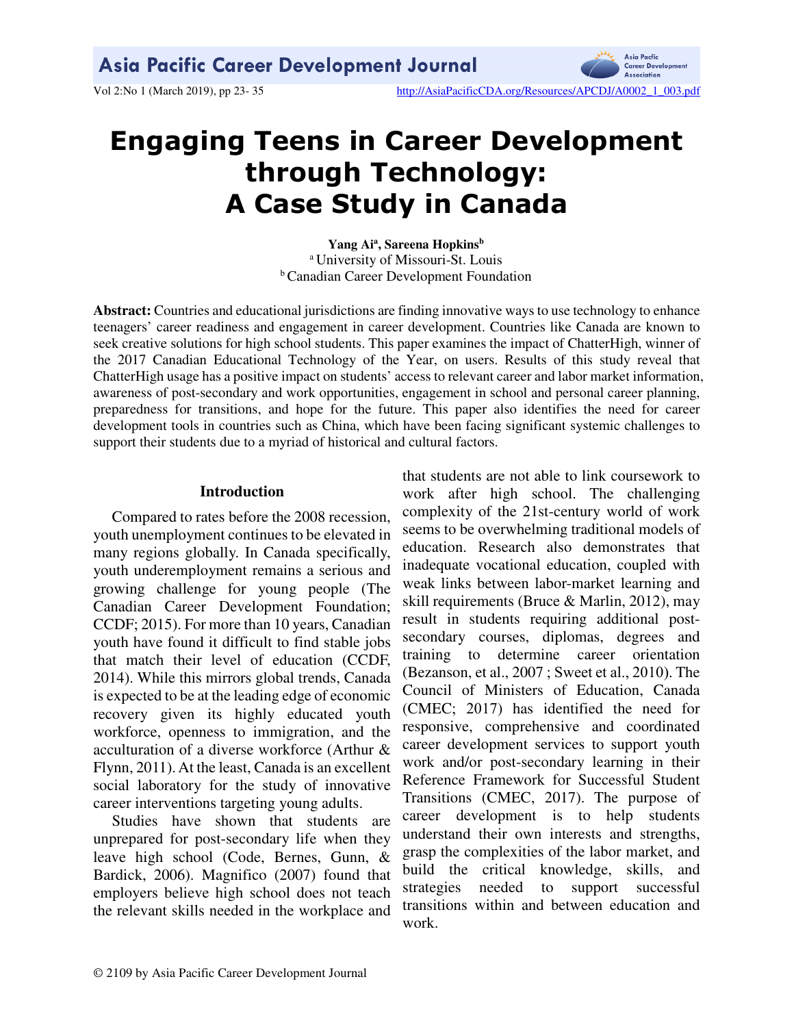# Engaging Teens in Career Development through Technology: A Case Study in Canada

**Yang Ai[a], Sareena Hopkins[b]**

[a] University of Missouri-St. Louis
[b] Canadian Career Development Foundation

**Abstract:** Countries and educational jurisdictions are finding innovative ways to use technology to enhance teenagers' career readiness and engagement in career development. Countries like Canada are known to seek creative solutions for high school students. This paper examines the impact of ChatterHigh, winner of the 2017 Canadian Educational Technology of the Year, on users. Results of this study reveal that ChatterHigh usage has a positive impact on students' access to relevant career and labor market information, awareness of post-secondary and work opportunities, engagement in school and personal career planning, preparedness for transitions, and hope for the future. This paper also identifies the need for career development tools in countries such as China, which have been facing significant systemic challenges to support their students due to a myriad of historical and cultural factors.

## Introduction

Compared to rates before the 2008 recession, youth unemployment continues to be elevated in many regions globally. In Canada specifically, youth underemployment remains a serious and growing challenge for young people (The Canadian Career Development Foundation; CCDF; 2015). For more than 10 years, Canadian youth have found it difficult to find stable jobs that match their level of education (CCDF, 2014). While this mirrors global trends, Canada is expected to be at the leading edge of economic recovery given its highly educated youth workforce, openness to immigration, and the acculturation of a diverse workforce (Arthur & Flynn, 2011). At the least, Canada is an excellent social laboratory for the study of innovative career interventions targeting young adults.

Studies have shown that students are unprepared for post-secondary life when they leave high school (Code, Bernes, Gunn, & Bardick, 2006). Magnifico (2007) found that employers believe high school does not teach the relevant skills needed in the workplace and that students are not able to link coursework to work after high school. The challenging complexity of the 21st-century world of work seems to be overwhelming traditional models of education. Research also demonstrates that inadequate vocational education, coupled with weak links between labor-market learning and skill requirements (Bruce & Marlin, 2012), may result in students requiring additional post-secondary courses, diplomas, degrees and training to determine career orientation (Bezanson, et al., 2007 ; Sweet et al., 2010). The Council of Ministers of Education, Canada (CMEC; 2017) has identified the need for responsive, comprehensive and coordinated career development services to support youth work and/or post-secondary learning in their Reference Framework for Successful Student Transitions (CMEC, 2017). The purpose of career development is to help students understand their own interests and strengths, grasp the complexities of the labor market, and build the critical knowledge, skills, and strategies needed to support successful transitions within and between education and work.

© 2109 by Asia Pacific Career Development Journal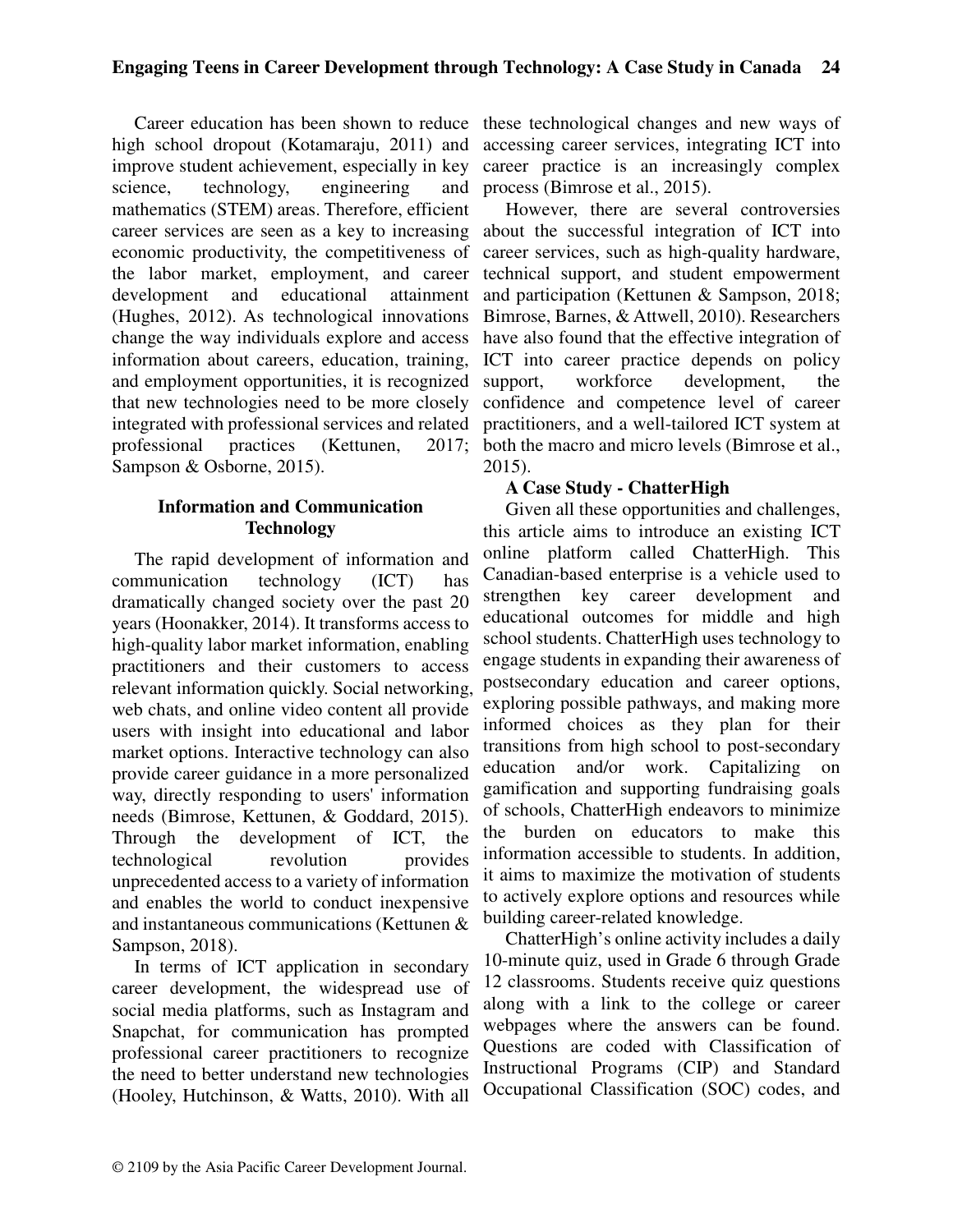Career education has been shown to reduce high school dropout (Kotamaraju, 2011) and improve student achievement, especially in key science, technology, engineering and mathematics (STEM) areas. Therefore, efficient career services are seen as a key to increasing economic productivity, the competitiveness of the labor market, employment, and career development and educational attainment (Hughes, 2012). As technological innovations change the way individuals explore and access information about careers, education, training, and employment opportunities, it is recognized that new technologies need to be more closely integrated with professional services and related professional practices (Kettunen, 2017; Sampson & Osborne, 2015).

## Information and Communication Technology

The rapid development of information and communication technology (ICT) has dramatically changed society over the past 20 years (Hoonakker, 2014). It transforms access to high-quality labor market information, enabling practitioners and their customers to access relevant information quickly. Social networking, web chats, and online video content all provide users with insight into educational and labor market options. Interactive technology can also provide career guidance in a more personalized way, directly responding to users' information needs (Bimrose, Kettunen, & Goddard, 2015). Through the development of ICT, the technological revolution provides unprecedented access to a variety of information and enables the world to conduct inexpensive and instantaneous communications (Kettunen & Sampson, 2018).

In terms of ICT application in secondary career development, the widespread use of social media platforms, such as Instagram and Snapchat, for communication has prompted professional career practitioners to recognize the need to better understand new technologies (Hooley, Hutchinson, & Watts, 2010). With all these technological changes and new ways of accessing career services, integrating ICT into career practice is an increasingly complex process (Bimrose et al., 2015).

However, there are several controversies about the successful integration of ICT into career services, such as high-quality hardware, technical support, and student empowerment and participation (Kettunen & Sampson, 2018; Bimrose, Barnes, & Attwell, 2010). Researchers have also found that the effective integration of ICT into career practice depends on policy support, workforce development, the confidence and competence level of career practitioners, and a well-tailored ICT system at both the macro and micro levels (Bimrose et al., 2015).

### A Case Study - ChatterHigh

Given all these opportunities and challenges, this article aims to introduce an existing ICT online platform called ChatterHigh. This Canadian-based enterprise is a vehicle used to strengthen key career development and educational outcomes for middle and high school students. ChatterHigh uses technology to engage students in expanding their awareness of postsecondary education and career options, exploring possible pathways, and making more informed choices as they plan for their transitions from high school to post-secondary education and/or work. Capitalizing on gamification and supporting fundraising goals of schools, ChatterHigh endeavors to minimize the burden on educators to make this information accessible to students. In addition, it aims to maximize the motivation of students to actively explore options and resources while building career-related knowledge.

ChatterHigh's online activity includes a daily 10-minute quiz, used in Grade 6 through Grade 12 classrooms. Students receive quiz questions along with a link to the college or career webpages where the answers can be found. Questions are coded with Classification of Instructional Programs (CIP) and Standard Occupational Classification (SOC) codes, and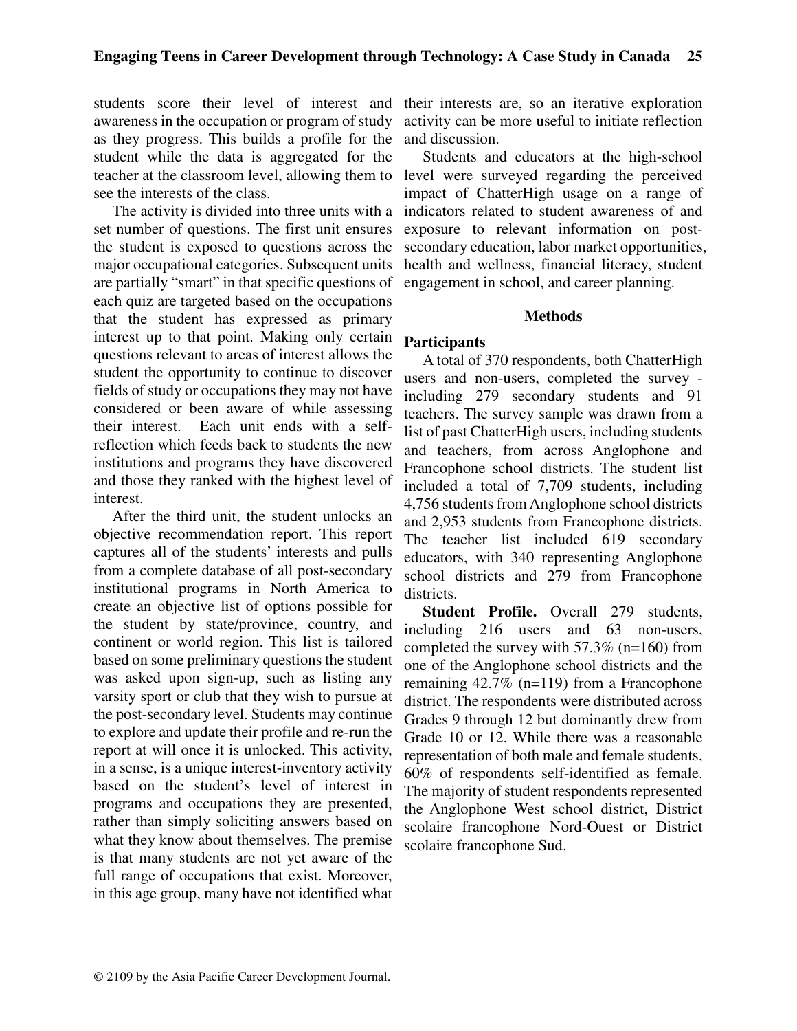students score their level of interest and awareness in the occupation or program of study as they progress. This builds a profile for the student while the data is aggregated for the teacher at the classroom level, allowing them to see the interests of the class.

The activity is divided into three units with a set number of questions. The first unit ensures the student is exposed to questions across the major occupational categories. Subsequent units are partially "smart" in that specific questions of each quiz are targeted based on the occupations that the student has expressed as primary interest up to that point. Making only certain questions relevant to areas of interest allows the student the opportunity to continue to discover fields of study or occupations they may not have considered or been aware of while assessing their interest. Each unit ends with a self-reflection which feeds back to students the new institutions and programs they have discovered and those they ranked with the highest level of interest.

After the third unit, the student unlocks an objective recommendation report. This report captures all of the students' interests and pulls from a complete database of all post-secondary institutional programs in North America to create an objective list of options possible for the student by state/province, country, and continent or world region. This list is tailored based on some preliminary questions the student was asked upon sign-up, such as listing any varsity sport or club that they wish to pursue at the post-secondary level. Students may continue to explore and update their profile and re-run the report at will once it is unlocked. This activity, in a sense, is a unique interest-inventory activity based on the student's level of interest in programs and occupations they are presented, rather than simply soliciting answers based on what they know about themselves. The premise is that many students are not yet aware of the full range of occupations that exist. Moreover, in this age group, many have not identified what their interests are, so an iterative exploration activity can be more useful to initiate reflection and discussion.

Students and educators at the high-school level were surveyed regarding the perceived impact of ChatterHigh usage on a range of indicators related to student awareness of and exposure to relevant information on post-secondary education, labor market opportunities, health and wellness, financial literacy, student engagement in school, and career planning.

## Methods

### Participants

A total of 370 respondents, both ChatterHigh users and non-users, completed the survey - including 279 secondary students and 91 teachers. The survey sample was drawn from a list of past ChatterHigh users, including students and teachers, from across Anglophone and Francophone school districts. The student list included a total of 7,709 students, including 4,756 students from Anglophone school districts and 2,953 students from Francophone districts. The teacher list included 619 secondary educators, with 340 representing Anglophone school districts and 279 from Francophone districts.

**Student Profile.** Overall 279 students, including 216 users and 63 non-users, completed the survey with 57.3% (n=160) from one of the Anglophone school districts and the remaining 42.7% (n=119) from a Francophone district. The respondents were distributed across Grades 9 through 12 but dominantly drew from Grade 10 or 12. While there was a reasonable representation of both male and female students, 60% of respondents self-identified as female. The majority of student respondents represented the Anglophone West school district, District scolaire francophone Nord-Ouest or District scolaire francophone Sud.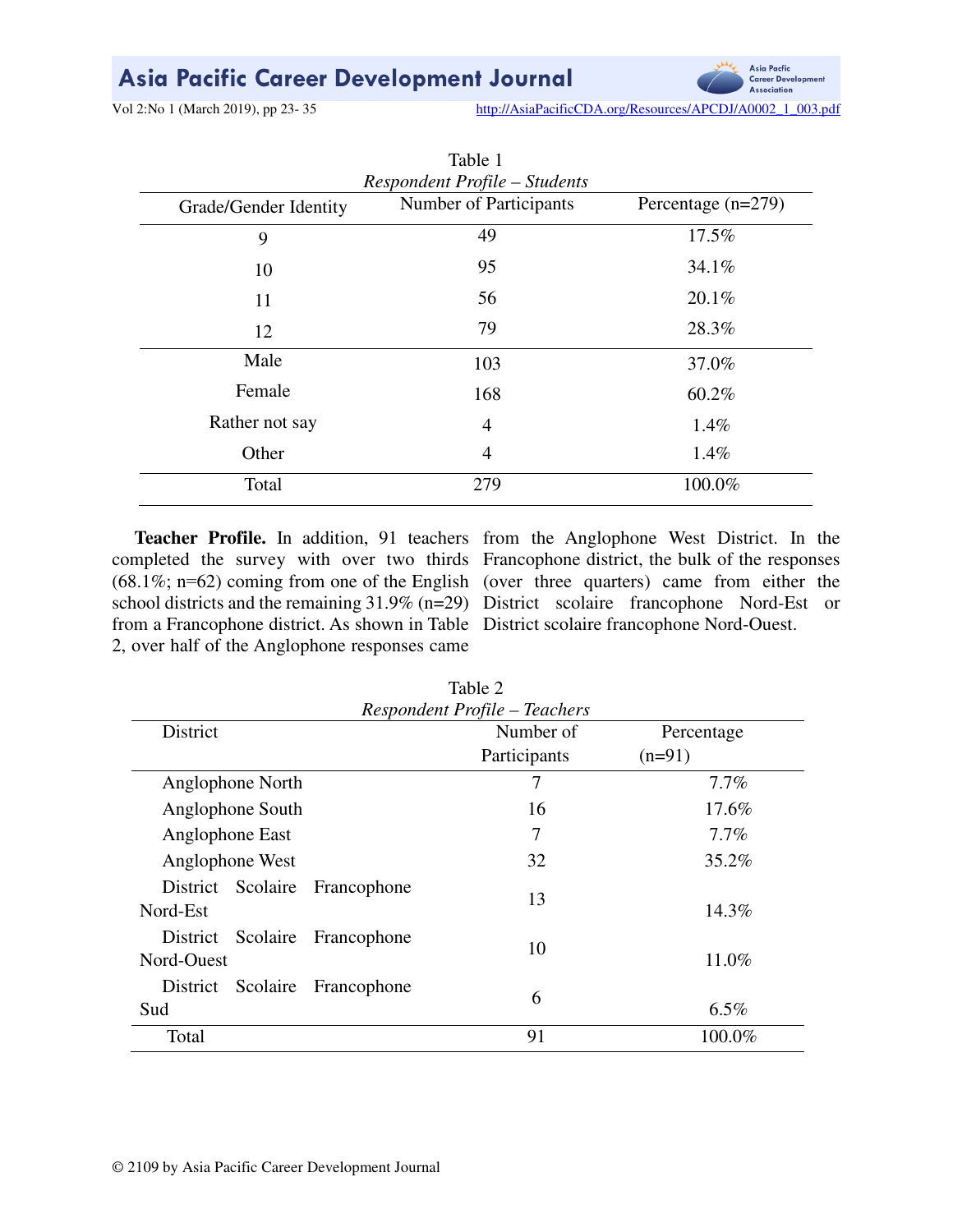Table 1

*Respondent Profile – Students*

| Grade/Gender Identity | Number of Participants | Percentage (n=279) |
|---|---|---|
| 9 | 49 | 17.5% |
| 10 | 95 | 34.1% |
| 11 | 56 | 20.1% |
| 12 | 79 | 28.3% |
| Male | 103 | 37.0% |
| Female | 168 | 60.2% |
| Rather not say | 4 | 1.4% |
| Other | 4 | 1.4% |
| Total | 279 | 100.0% |

**Teacher Profile.** In addition, 91 teachers completed the survey with over two thirds (68.1%; n=62) coming from one of the English school districts and the remaining 31.9% (n=29) from a Francophone district. As shown in Table 2, over half of the Anglophone responses came from the Anglophone West District. In the Francophone district, the bulk of the responses (over three quarters) came from either the District scolaire francophone Nord-Est or District scolaire francophone Nord-Ouest.

Table 2

*Respondent Profile – Teachers*

| District | Number of Participants | Percentage (n=91) |
|---|---|---|
| Anglophone North | 7 | 7.7% |
| Anglophone South | 16 | 17.6% |
| Anglophone East | 7 | 7.7% |
| Anglophone West | 32 | 35.2% |
| District Scolaire Francophone Nord-Est | 13 | 14.3% |
| District Scolaire Francophone Nord-Ouest | 10 | 11.0% |
| District Scolaire Francophone Sud | 6 | 6.5% |
| Total | 91 | 100.0% |

© 2109 by Asia Pacific Career Development Journal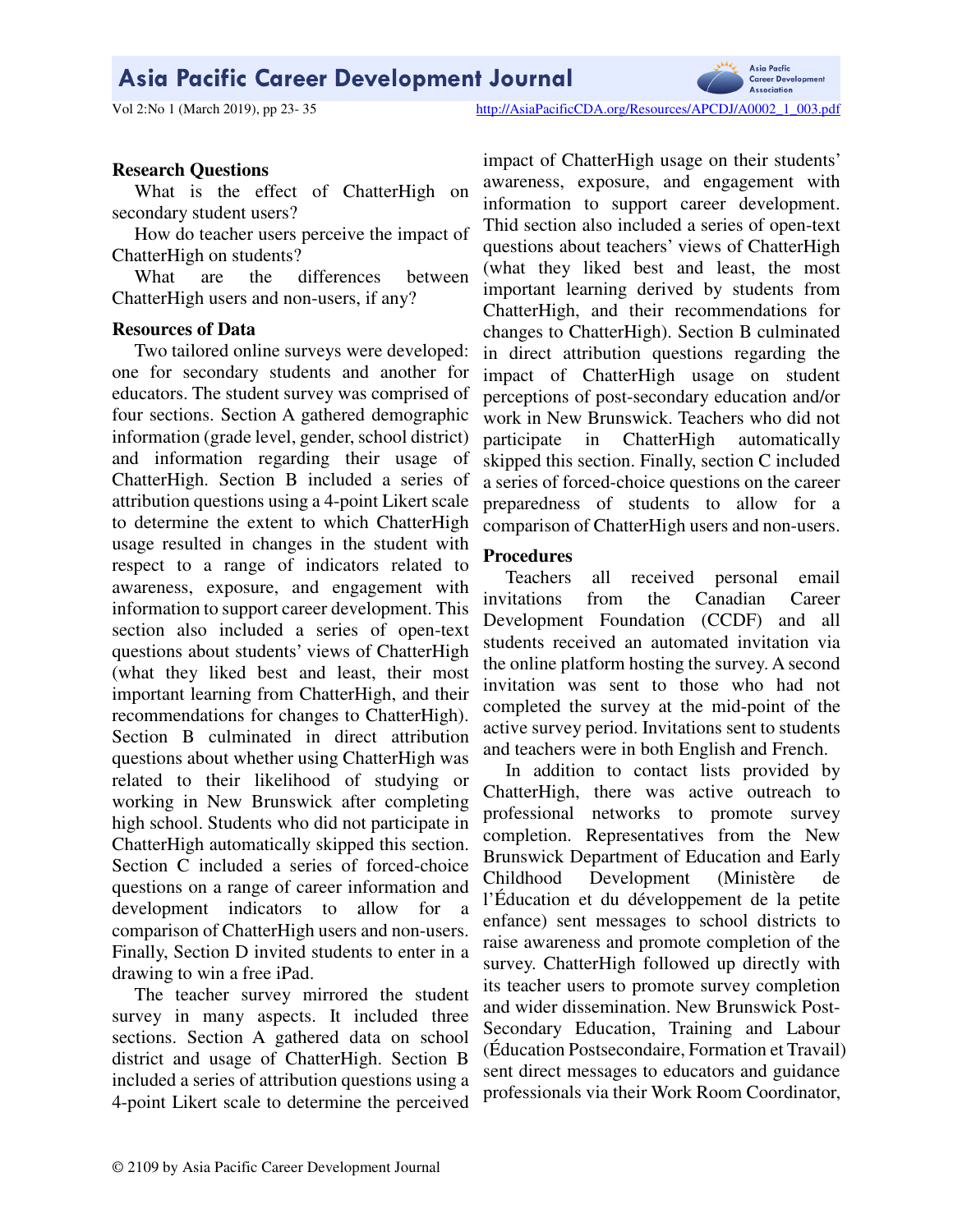## Research Questions

What is the effect of ChatterHigh on secondary student users?

How do teacher users perceive the impact of ChatterHigh on students?

What are the differences between ChatterHigh users and non-users, if any?

## Resources of Data

Two tailored online surveys were developed: one for secondary students and another for educators. The student survey was comprised of four sections. Section A gathered demographic information (grade level, gender, school district) and information regarding their usage of ChatterHigh. Section B included a series of attribution questions using a 4-point Likert scale to determine the extent to which ChatterHigh usage resulted in changes in the student with respect to a range of indicators related to awareness, exposure, and engagement with information to support career development. This section also included a series of open-text questions about students' views of ChatterHigh (what they liked best and least, their most important learning from ChatterHigh, and their recommendations for changes to ChatterHigh). Section B culminated in direct attribution questions about whether using ChatterHigh was related to their likelihood of studying or working in New Brunswick after completing high school. Students who did not participate in ChatterHigh automatically skipped this section. Section C included a series of forced-choice questions on a range of career information and development indicators to allow for a comparison of ChatterHigh users and non-users. Finally, Section D invited students to enter in a drawing to win a free iPad.

The teacher survey mirrored the student survey in many aspects. It included three sections. Section A gathered data on school district and usage of ChatterHigh. Section B included a series of attribution questions using a 4-point Likert scale to determine the perceived impact of ChatterHigh usage on their students' awareness, exposure, and engagement with information to support career development. Thid section also included a series of open-text questions about teachers' views of ChatterHigh (what they liked best and least, the most important learning derived by students from ChatterHigh, and their recommendations for changes to ChatterHigh). Section B culminated in direct attribution questions regarding the impact of ChatterHigh usage on student perceptions of post-secondary education and/or work in New Brunswick. Teachers who did not participate in ChatterHigh automatically skipped this section. Finally, section C included a series of forced-choice questions on the career preparedness of students to allow for a comparison of ChatterHigh users and non-users.

## Procedures

Teachers all received personal email invitations from the Canadian Career Development Foundation (CCDF) and all students received an automated invitation via the online platform hosting the survey. A second invitation was sent to those who had not completed the survey at the mid-point of the active survey period. Invitations sent to students and teachers were in both English and French.

In addition to contact lists provided by ChatterHigh, there was active outreach to professional networks to promote survey completion. Representatives from the New Brunswick Department of Education and Early Childhood Development (Ministère de l'Éducation et du développement de la petite enfance) sent messages to school districts to raise awareness and promote completion of the survey. ChatterHigh followed up directly with its teacher users to promote survey completion and wider dissemination. New Brunswick Post-Secondary Education, Training and Labour (Éducation Postsecondaire, Formation et Travail) sent direct messages to educators and guidance professionals via their Work Room Coordinator,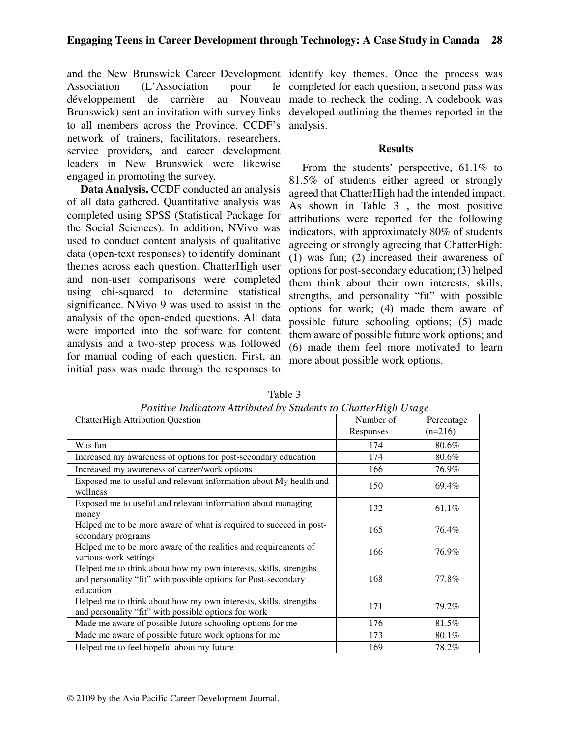and the New Brunswick Career Development Association (L'Association pour le développement de carrière au Nouveau Brunswick) sent an invitation with survey links to all members across the Province. CCDF's network of trainers, facilitators, researchers, service providers, and career development leaders in New Brunswick were likewise engaged in promoting the survey.

**Data Analysis.** CCDF conducted an analysis of all data gathered. Quantitative analysis was completed using SPSS (Statistical Package for the Social Sciences). In addition, NVivo was used to conduct content analysis of qualitative data (open-text responses) to identify dominant themes across each question. ChatterHigh user and non-user comparisons were completed using chi-squared to determine statistical significance. NVivo 9 was used to assist in the analysis of the open-ended questions. All data were imported into the software for content analysis and a two-step process was followed for manual coding of each question. First, an initial pass was made through the responses to identify key themes. Once the process was completed for each question, a second pass was made to recheck the coding. A codebook was developed outlining the themes reported in the analysis.

## Results

From the students' perspective, 61.1% to 81.5% of students either agreed or strongly agreed that ChatterHigh had the intended impact. As shown in Table 3 , the most positive attributions were reported for the following indicators, with approximately 80% of students agreeing or strongly agreeing that ChatterHigh: (1) was fun; (2) increased their awareness of options for post-secondary education; (3) helped them think about their own interests, skills, strengths, and personality "fit" with possible options for work; (4) made them aware of possible future schooling options; (5) made them aware of possible future work options; and (6) made them feel more motivated to learn more about possible work options.

Table 3

*Positive Indicators Attributed by Students to ChatterHigh Usage*

| ChatterHigh Attribution Question | Number of Responses | Percentage (n=216) |
|---|---|---|
| Was fun | 174 | 80.6% |
| Increased my awareness of options for post-secondary education | 174 | 80.6% |
| Increased my awareness of career/work options | 166 | 76.9% |
| Exposed me to useful and relevant information about My health and wellness | 150 | 69.4% |
| Exposed me to useful and relevant information about managing money | 132 | 61.1% |
| Helped me to be more aware of what is required to succeed in post-secondary programs | 165 | 76.4% |
| Helped me to be more aware of the realities and requirements of various work settings | 166 | 76.9% |
| Helped me to think about how my own interests, skills, strengths and personality "fit" with possible options for Post-secondary education | 168 | 77.8% |
| Helped me to think about how my own interests, skills, strengths and personality "fit" with possible options for work | 171 | 79.2% |
| Made me aware of possible future schooling options for me | 176 | 81.5% |
| Made me aware of possible future work options for me | 173 | 80.1% |
| Helped me to feel hopeful about my future | 169 | 78.2% |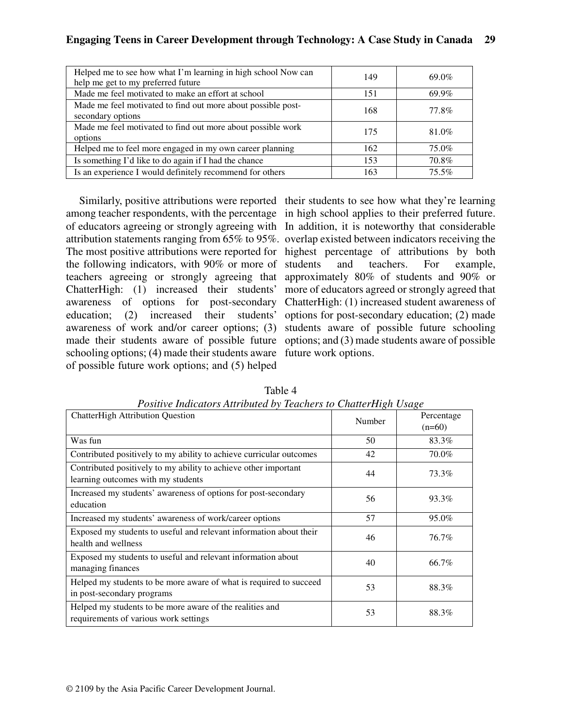| | | |
|---|---|---|
| Helped me to see how what I'm learning in high school Now can help me get to my preferred future | 149 | 69.0% |
| Made me feel motivated to make an effort at school | 151 | 69.9% |
| Made me feel motivated to find out more about possible post-secondary options | 168 | 77.8% |
| Made me feel motivated to find out more about possible work options | 175 | 81.0% |
| Helped me to feel more engaged in my own career planning | 162 | 75.0% |
| Is something I'd like to do again if I had the chance | 153 | 70.8% |
| Is an experience I would definitely recommend for others | 163 | 75.5% |

Similarly, positive attributions were reported among teacher respondents, with the percentage of educators agreeing or strongly agreeing with attribution statements ranging from 65% to 95%. The most positive attributions were reported for the following indicators, with 90% or more of teachers agreeing or strongly agreeing that ChatterHigh: (1) increased their students' awareness of options for post-secondary education; (2) increased their students' awareness of work and/or career options; (3) made their students aware of possible future schooling options; (4) made their students aware of possible future work options; and (5) helped their students to see how what they're learning in high school applies to their preferred future. In addition, it is noteworthy that considerable overlap existed between indicators receiving the highest percentage of attributions by both students and teachers. For example, approximately 80% of students and 90% or more of educators agreed or strongly agreed that ChatterHigh: (1) increased student awareness of options for post-secondary education; (2) made students aware of possible future schooling options; and (3) made students aware of possible future work options.

Table 4
*Positive Indicators Attributed by Teachers to ChatterHigh Usage*

| ChatterHigh Attribution Question | Number | Percentage (n=60) |
|---|---|---|
| Was fun | 50 | 83.3% |
| Contributed positively to my ability to achieve curricular outcomes | 42 | 70.0% |
| Contributed positively to my ability to achieve other important learning outcomes with my students | 44 | 73.3% |
| Increased my students' awareness of options for post-secondary education | 56 | 93.3% |
| Increased my students' awareness of work/career options | 57 | 95.0% |
| Exposed my students to useful and relevant information about their health and wellness | 46 | 76.7% |
| Exposed my students to useful and relevant information about managing finances | 40 | 66.7% |
| Helped my students to be more aware of what is required to succeed in post-secondary programs | 53 | 88.3% |
| Helped my students to be more aware of the realities and requirements of various work settings | 53 | 88.3% |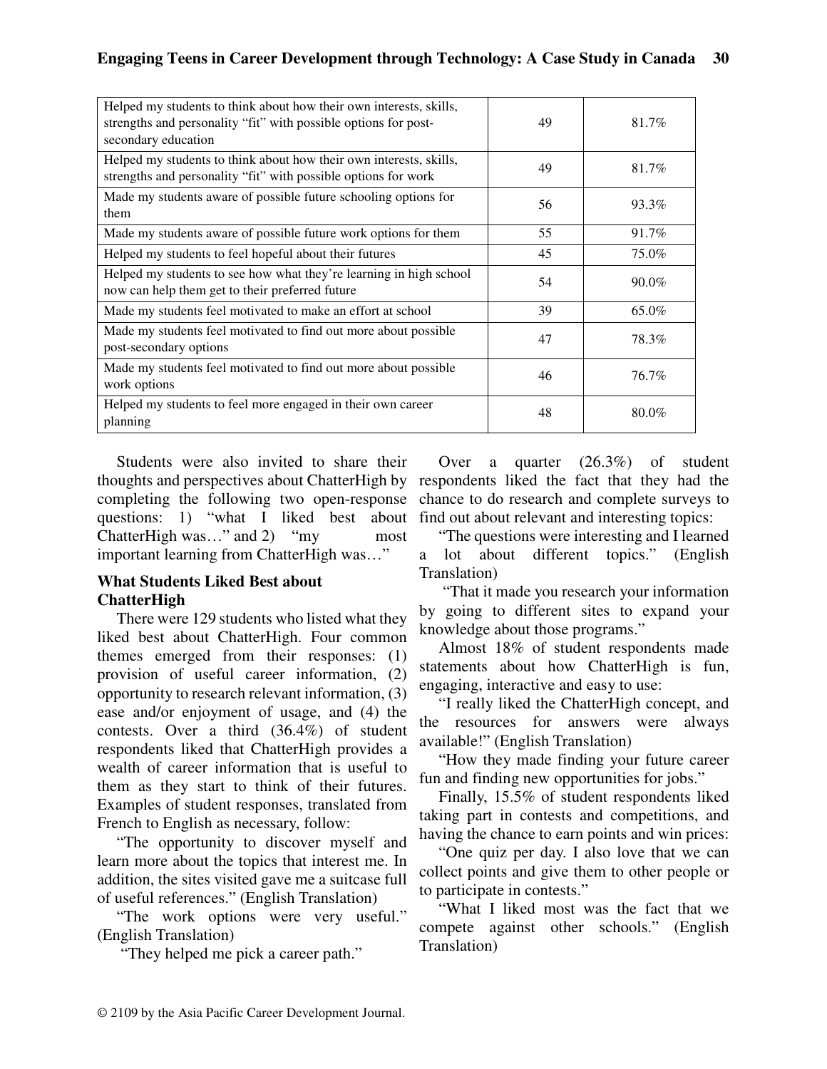| | | |
|---|---|---|
| Helped my students to think about how their own interests, skills, strengths and personality "fit" with possible options for post-secondary education | 49 | 81.7% |
| Helped my students to think about how their own interests, skills, strengths and personality "fit" with possible options for work | 49 | 81.7% |
| Made my students aware of possible future schooling options for them | 56 | 93.3% |
| Made my students aware of possible future work options for them | 55 | 91.7% |
| Helped my students to feel hopeful about their futures | 45 | 75.0% |
| Helped my students to see how what they're learning in high school now can help them get to their preferred future | 54 | 90.0% |
| Made my students feel motivated to make an effort at school | 39 | 65.0% |
| Made my students feel motivated to find out more about possible post-secondary options | 47 | 78.3% |
| Made my students feel motivated to find out more about possible work options | 46 | 76.7% |
| Helped my students to feel more engaged in their own career planning | 48 | 80.0% |

Students were also invited to share their thoughts and perspectives about ChatterHigh by completing the following two open-response questions: 1) "what I liked best about ChatterHigh was…" and 2) "my most important learning from ChatterHigh was…"

### What Students Liked Best about ChatterHigh

There were 129 students who listed what they liked best about ChatterHigh. Four common themes emerged from their responses: (1) provision of useful career information, (2) opportunity to research relevant information, (3) ease and/or enjoyment of usage, and (4) the contests. Over a third (36.4%) of student respondents liked that ChatterHigh provides a wealth of career information that is useful to them as they start to think of their futures. Examples of student responses, translated from French to English as necessary, follow:

"The opportunity to discover myself and learn more about the topics that interest me. In addition, the sites visited gave me a suitcase full of useful references." (English Translation)

"The work options were very useful." (English Translation)

"They helped me pick a career path."

Over a quarter (26.3%) of student respondents liked the fact that they had the chance to do research and complete surveys to find out about relevant and interesting topics:

"The questions were interesting and I learned a lot about different topics." (English Translation)

"That it made you research your information by going to different sites to expand your knowledge about those programs."

Almost 18% of student respondents made statements about how ChatterHigh is fun, engaging, interactive and easy to use:

"I really liked the ChatterHigh concept, and the resources for answers were always available!" (English Translation)

"How they made finding your future career fun and finding new opportunities for jobs."

Finally, 15.5% of student respondents liked taking part in contests and competitions, and having the chance to earn points and win prices:

"One quiz per day. I also love that we can collect points and give them to other people or to participate in contests."

"What I liked most was the fact that we compete against other schools." (English Translation)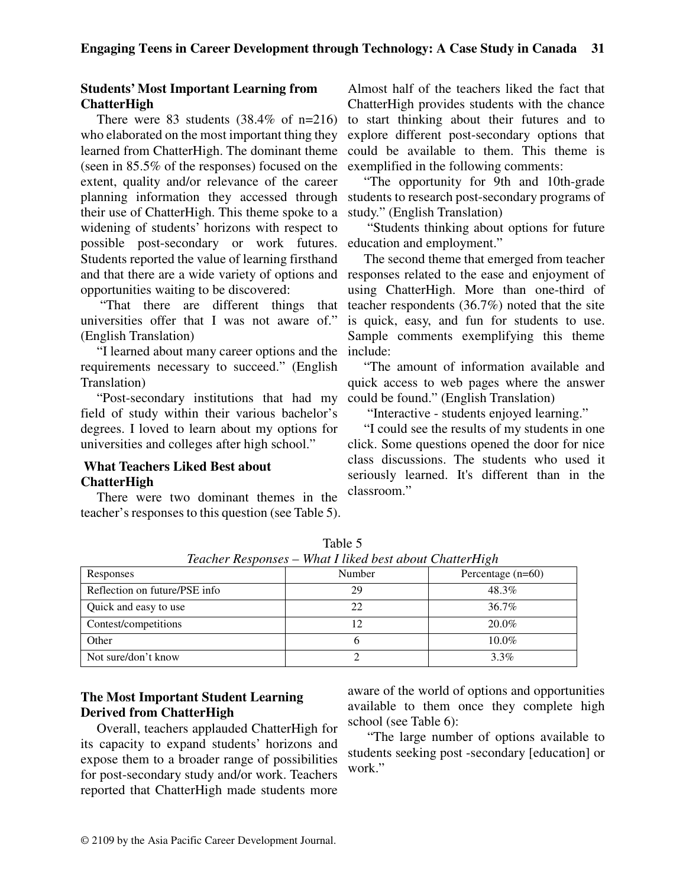### Students' Most Important Learning from ChatterHigh

There were 83 students (38.4% of n=216) who elaborated on the most important thing they learned from ChatterHigh. The dominant theme (seen in 85.5% of the responses) focused on the extent, quality and/or relevance of the career planning information they accessed through their use of ChatterHigh. This theme spoke to a widening of students' horizons with respect to possible post-secondary or work futures. Students reported the value of learning firsthand and that there are a wide variety of options and opportunities waiting to be discovered:

"That there are different things that universities offer that I was not aware of." (English Translation)

"I learned about many career options and the requirements necessary to succeed." (English Translation)

"Post-secondary institutions that had my field of study within their various bachelor's degrees. I loved to learn about my options for universities and colleges after high school."

### What Teachers Liked Best about ChatterHigh

There were two dominant themes in the teacher's responses to this question (see Table 5). Almost half of the teachers liked the fact that ChatterHigh provides students with the chance to start thinking about their futures and to explore different post-secondary options that could be available to them. This theme is exemplified in the following comments:

"The opportunity for 9th and 10th-grade students to research post-secondary programs of study." (English Translation)

"Students thinking about options for future education and employment."

The second theme that emerged from teacher responses related to the ease and enjoyment of using ChatterHigh. More than one-third of teacher respondents (36.7%) noted that the site is quick, easy, and fun for students to use. Sample comments exemplifying this theme include:

"The amount of information available and quick access to web pages where the answer could be found." (English Translation)

"Interactive - students enjoyed learning."

"I could see the results of my students in one click. Some questions opened the door for nice class discussions. The students who used it seriously learned. It's different than in the classroom."

Table 5
*Teacher Responses – What I liked best about ChatterHigh*

| Responses | Number | Percentage (n=60) |
|---|---|---|
| Reflection on future/PSE info | 29 | 48.3% |
| Quick and easy to use | 22 | 36.7% |
| Contest/competitions | 12 | 20.0% |
| Other | 6 | 10.0% |
| Not sure/don't know | 2 | 3.3% |

### The Most Important Student Learning Derived from ChatterHigh

Overall, teachers applauded ChatterHigh for its capacity to expand students' horizons and expose them to a broader range of possibilities for post-secondary study and/or work. Teachers reported that ChatterHigh made students more aware of the world of options and opportunities available to them once they complete high school (see Table 6):

"The large number of options available to students seeking post -secondary [education] or work."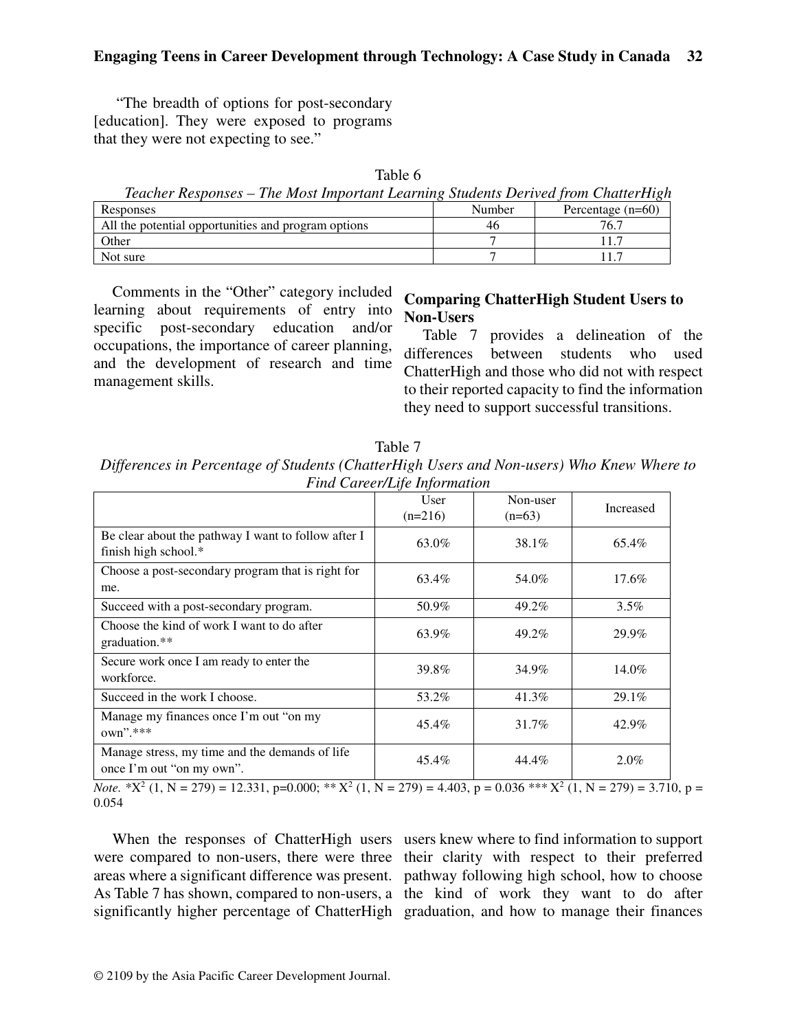"The breadth of options for post-secondary [education]. They were exposed to programs that they were not expecting to see."

Table 6

*Teacher Responses – The Most Important Learning Students Derived from ChatterHigh*

| Responses | Number | Percentage (n=60) |
|---|---|---|
| All the potential opportunities and program options | 46 | 76.7 |
| Other | 7 | 11.7 |
| Not sure | 7 | 11.7 |

Comments in the "Other" category included learning about requirements of entry into specific post-secondary education and/or occupations, the importance of career planning, and the development of research and time management skills.

### Comparing ChatterHigh Student Users to Non-Users

Table 7 provides a delineation of the differences between students who used ChatterHigh and those who did not with respect to their reported capacity to find the information they need to support successful transitions.

Table 7

*Differences in Percentage of Students (ChatterHigh Users and Non-users) Who Knew Where to Find Career/Life Information*

| | User (n=216) | Non-user (n=63) | Increased |
|---|---|---|---|
| Be clear about the pathway I want to follow after I finish high school.* | 63.0% | 38.1% | 65.4% |
| Choose a post-secondary program that is right for me. | 63.4% | 54.0% | 17.6% |
| Succeed with a post-secondary program. | 50.9% | 49.2% | 3.5% |
| Choose the kind of work I want to do after graduation.** | 63.9% | 49.2% | 29.9% |
| Secure work once I am ready to enter the workforce. | 39.8% | 34.9% | 14.0% |
| Succeed in the work I choose. | 53.2% | 41.3% | 29.1% |
| Manage my finances once I'm out "on my own".*** | 45.4% | 31.7% | 42.9% |
| Manage stress, my time and the demands of life once I'm out "on my own". | 45.4% | 44.4% | 2.0% |

*Note.* *$X^2$ (1, N = 279) = 12.331, p=0.000; ** $X^2$ (1, N = 279) = 4.403, p = 0.036 *** $X^2$ (1, N = 279) = 3.710, p = 0.054

When the responses of ChatterHigh users were compared to non-users, there were three areas where a significant difference was present. As Table 7 has shown, compared to non-users, a significantly higher percentage of ChatterHigh users knew where to find information to support their clarity with respect to their preferred pathway following high school, how to choose the kind of work they want to do after graduation, and how to manage their finances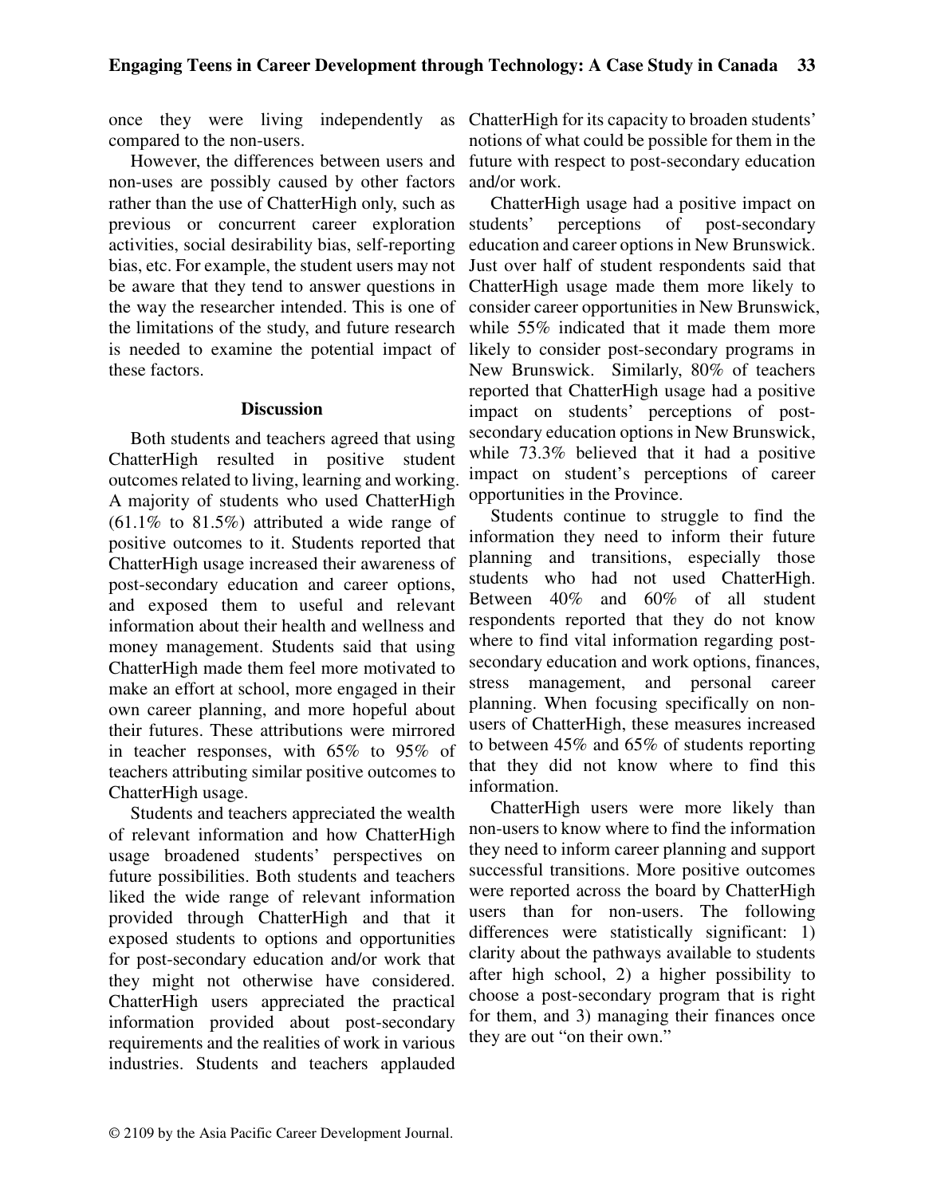once they were living independently as compared to the non-users.

However, the differences between users and non-uses are possibly caused by other factors rather than the use of ChatterHigh only, such as previous or concurrent career exploration activities, social desirability bias, self-reporting bias, etc. For example, the student users may not be aware that they tend to answer questions in the way the researcher intended. This is one of the limitations of the study, and future research is needed to examine the potential impact of these factors.

## Discussion

Both students and teachers agreed that using ChatterHigh resulted in positive student outcomes related to living, learning and working. A majority of students who used ChatterHigh (61.1% to 81.5%) attributed a wide range of positive outcomes to it. Students reported that ChatterHigh usage increased their awareness of post-secondary education and career options, and exposed them to useful and relevant information about their health and wellness and money management. Students said that using ChatterHigh made them feel more motivated to make an effort at school, more engaged in their own career planning, and more hopeful about their futures. These attributions were mirrored in teacher responses, with 65% to 95% of teachers attributing similar positive outcomes to ChatterHigh usage.

Students and teachers appreciated the wealth of relevant information and how ChatterHigh usage broadened students' perspectives on future possibilities. Both students and teachers liked the wide range of relevant information provided through ChatterHigh and that it exposed students to options and opportunities for post-secondary education and/or work that they might not otherwise have considered. ChatterHigh users appreciated the practical information provided about post-secondary requirements and the realities of work in various industries. Students and teachers applauded ChatterHigh for its capacity to broaden students' notions of what could be possible for them in the future with respect to post-secondary education and/or work.

ChatterHigh usage had a positive impact on students' perceptions of post-secondary education and career options in New Brunswick. Just over half of student respondents said that ChatterHigh usage made them more likely to consider career opportunities in New Brunswick, while 55% indicated that it made them more likely to consider post-secondary programs in New Brunswick. Similarly, 80% of teachers reported that ChatterHigh usage had a positive impact on students' perceptions of post-secondary education options in New Brunswick, while 73.3% believed that it had a positive impact on student's perceptions of career opportunities in the Province.

Students continue to struggle to find the information they need to inform their future planning and transitions, especially those students who had not used ChatterHigh. Between 40% and 60% of all student respondents reported that they do not know where to find vital information regarding post-secondary education and work options, finances, stress management, and personal career planning. When focusing specifically on non-users of ChatterHigh, these measures increased to between 45% and 65% of students reporting that they did not know where to find this information.

ChatterHigh users were more likely than non-users to know where to find the information they need to inform career planning and support successful transitions. More positive outcomes were reported across the board by ChatterHigh users than for non-users. The following differences were statistically significant: 1) clarity about the pathways available to students after high school, 2) a higher possibility to choose a post-secondary program that is right for them, and 3) managing their finances once they are out "on their own."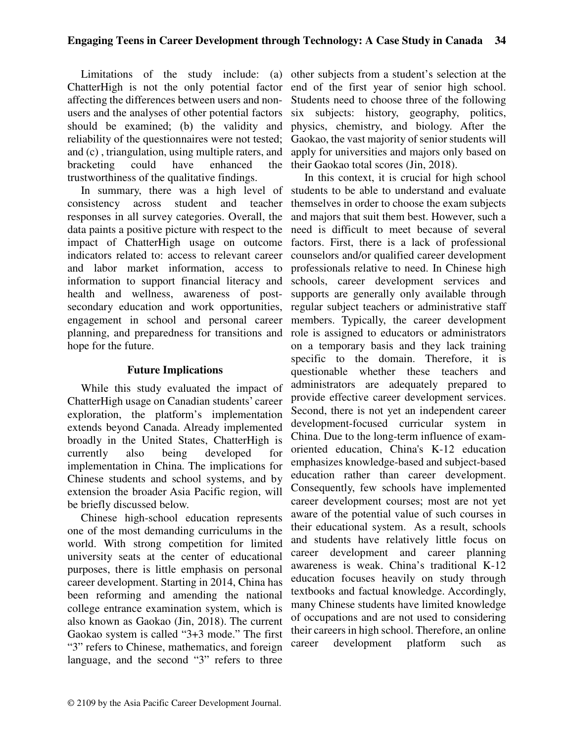Limitations of the study include: (a) ChatterHigh is not the only potential factor affecting the differences between users and non-users and the analyses of other potential factors should be examined; (b) the validity and reliability of the questionnaires were not tested; and (c) , triangulation, using multiple raters, and bracketing could have enhanced the trustworthiness of the qualitative findings.

In summary, there was a high level of consistency across student and teacher responses in all survey categories. Overall, the data paints a positive picture with respect to the impact of ChatterHigh usage on outcome indicators related to: access to relevant career and labor market information, access to information to support financial literacy and health and wellness, awareness of post-secondary education and work opportunities, engagement in school and personal career planning, and preparedness for transitions and hope for the future.

## Future Implications

While this study evaluated the impact of ChatterHigh usage on Canadian students' career exploration, the platform's implementation extends beyond Canada. Already implemented broadly in the United States, ChatterHigh is currently also being developed for implementation in China. The implications for Chinese students and school systems, and by extension the broader Asia Pacific region, will be briefly discussed below.

Chinese high-school education represents one of the most demanding curriculums in the world. With strong competition for limited university seats at the center of educational purposes, there is little emphasis on personal career development. Starting in 2014, China has been reforming and amending the national college entrance examination system, which is also known as Gaokao (Jin, 2018). The current Gaokao system is called "3+3 mode." The first "3" refers to Chinese, mathematics, and foreign language, and the second "3" refers to three other subjects from a student's selection at the end of the first year of senior high school. Students need to choose three of the following six subjects: history, geography, politics, physics, chemistry, and biology. After the Gaokao, the vast majority of senior students will apply for universities and majors only based on their Gaokao total scores (Jin, 2018).

In this context, it is crucial for high school students to be able to understand and evaluate themselves in order to choose the exam subjects and majors that suit them best. However, such a need is difficult to meet because of several factors. First, there is a lack of professional counselors and/or qualified career development professionals relative to need. In Chinese high schools, career development services and supports are generally only available through regular subject teachers or administrative staff members. Typically, the career development role is assigned to educators or administrators on a temporary basis and they lack training specific to the domain. Therefore, it is questionable whether these teachers and administrators are adequately prepared to provide effective career development services. Second, there is not yet an independent career development-focused curricular system in China. Due to the long-term influence of exam-oriented education, China's K-12 education emphasizes knowledge-based and subject-based education rather than career development. Consequently, few schools have implemented career development courses; most are not yet aware of the potential value of such courses in their educational system. As a result, schools and students have relatively little focus on career development and career planning awareness is weak. China's traditional K-12 education focuses heavily on study through textbooks and factual knowledge. Accordingly, many Chinese students have limited knowledge of occupations and are not used to considering their careers in high school. Therefore, an online career development platform such as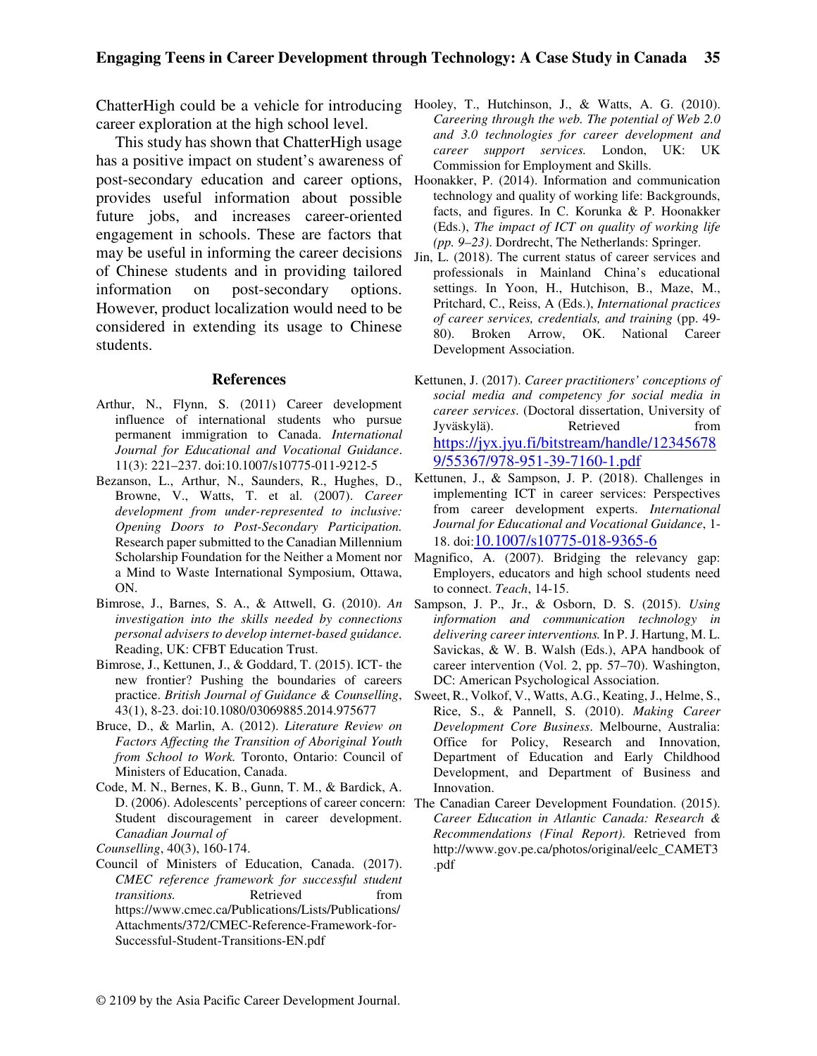ChatterHigh could be a vehicle for introducing career exploration at the high school level.

This study has shown that ChatterHigh usage has a positive impact on student's awareness of post-secondary education and career options, provides useful information about possible future jobs, and increases career-oriented engagement in schools. These are factors that may be useful in informing the career decisions of Chinese students and in providing tailored information on post-secondary options. However, product localization would need to be considered in extending its usage to Chinese students.

## References

Arthur, N., Flynn, S. (2011) Career development influence of international students who pursue permanent immigration to Canada. *International Journal for Educational and Vocational Guidance*. 11(3): 221–237. doi:10.1007/s10775-011-9212-5

Bezanson, L., Arthur, N., Saunders, R., Hughes, D., Browne, V., Watts, T. et al. (2007). *Career development from under-represented to inclusive: Opening Doors to Post-Secondary Participation.* Research paper submitted to the Canadian Millennium Scholarship Foundation for the Neither a Moment nor a Mind to Waste International Symposium, Ottawa, ON.

Bimrose, J., Barnes, S. A., & Attwell, G. (2010). *An investigation into the skills needed by connections personal advisers to develop internet-based guidance.* Reading, UK: CFBT Education Trust.

Bimrose, J., Kettunen, J., & Goddard, T. (2015). ICT- the new frontier? Pushing the boundaries of careers practice. *British Journal of Guidance & Counselling*, 43(1), 8-23. doi:10.1080/03069885.2014.975677

Bruce, D., & Marlin, A. (2012). *Literature Review on Factors Affecting the Transition of Aboriginal Youth from School to Work.* Toronto, Ontario: Council of Ministers of Education, Canada.

Code, M. N., Bernes, K. B., Gunn, T. M., & Bardick, A. D. (2006). Adolescents' perceptions of career concern: Student discouragement in career development. *Canadian Journal of Counselling*, 40(3), 160-174.

Council of Ministers of Education, Canada. (2017). *CMEC reference framework for successful student transitions.* Retrieved from https://www.cmec.ca/Publications/Lists/Publications/Attachments/372/CMEC-Reference-Framework-for-Successful-Student-Transitions-EN.pdf

Hooley, T., Hutchinson, J., & Watts, A. G. (2010). *Careering through the web. The potential of Web 2.0 and 3.0 technologies for career development and career support services.* London, UK: UK Commission for Employment and Skills.

Hoonakker, P. (2014). Information and communication technology and quality of working life: Backgrounds, facts, and figures. In C. Korunka & P. Hoonakker (Eds.), *The impact of ICT on quality of working life (pp. 9–23)*. Dordrecht, The Netherlands: Springer.

Jin, L. (2018). The current status of career services and professionals in Mainland China's educational settings. In Yoon, H., Hutchison, B., Maze, M., Pritchard, C., Reiss, A (Eds.), *International practices of career services, credentials, and training* (pp. 49-80). Broken Arrow, OK. National Career Development Association.

Kettunen, J. (2017). *Career practitioners' conceptions of social media and competency for social media in career services.* (Doctoral dissertation, University of Jyväskylä). Retrieved from https://jyx.jyu.fi/bitstream/handle/123456789/55367/978-951-39-7160-1.pdf

Kettunen, J., & Sampson, J. P. (2018). Challenges in implementing ICT in career services: Perspectives from career development experts. *International Journal for Educational and Vocational Guidance*, 1-18. doi:10.1007/s10775-018-9365-6

Magnifico, A. (2007). Bridging the relevancy gap: Employers, educators and high school students need to connect. *Teach*, 14-15.

Sampson, J. P., Jr., & Osborn, D. S. (2015). *Using information and communication technology in delivering career interventions.* In P. J. Hartung, M. L. Savickas, & W. B. Walsh (Eds.), APA handbook of career intervention (Vol. 2, pp. 57–70). Washington, DC: American Psychological Association.

Sweet, R., Volkof, V., Watts, A.G., Keating, J., Helme, S., Rice, S., & Pannell, S. (2010). *Making Career Development Core Business*. Melbourne, Australia: Office for Policy, Research and Innovation, Department of Education and Early Childhood Development, and Department of Business and Innovation.

The Canadian Career Development Foundation. (2015). *Career Education in Atlantic Canada: Research & Recommendations (Final Report)*. Retrieved from http://www.gov.pe.ca/photos/original/eelc_CAMET3.pdf

© 2109 by the Asia Pacific Career Development Journal.